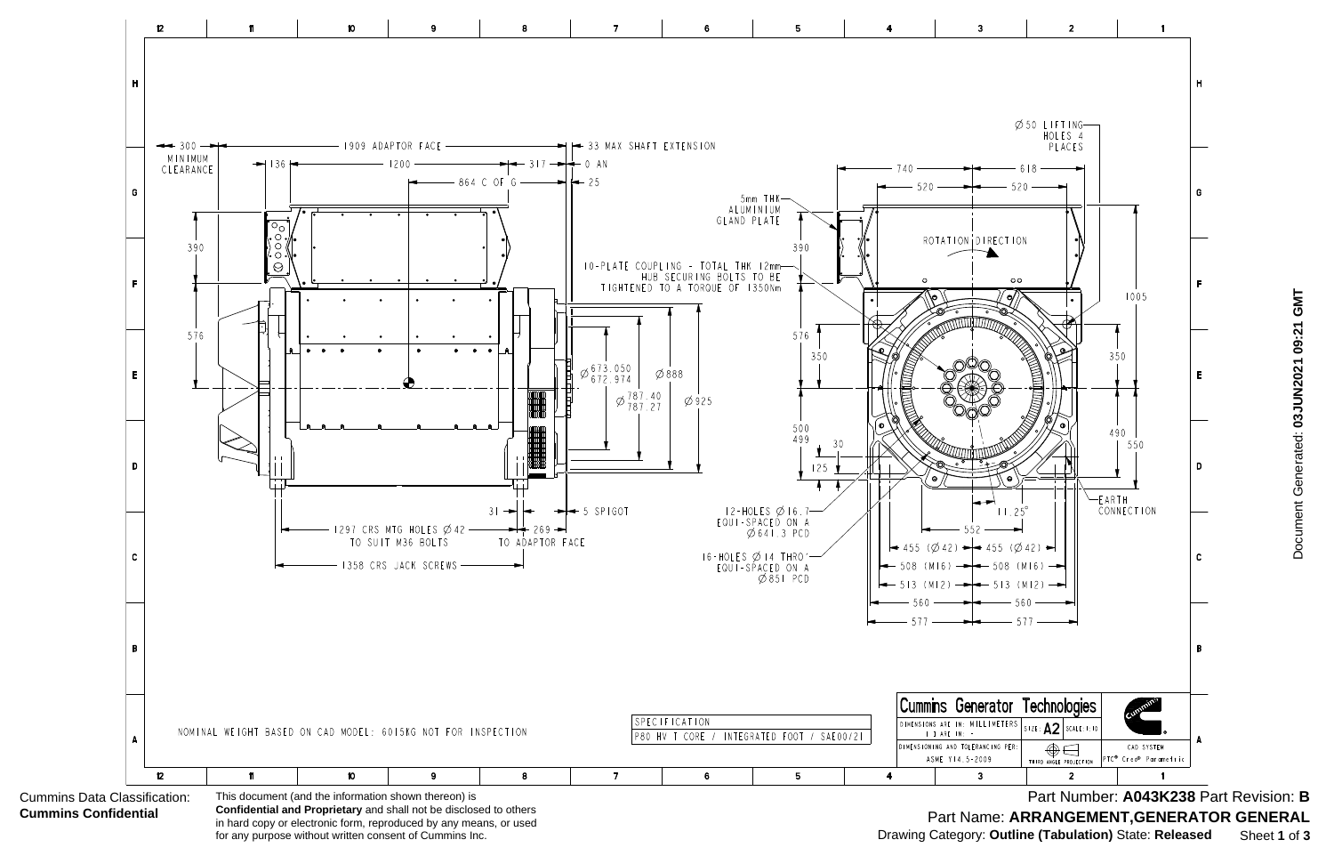# Cummins Generator Technologies

**Part Number: A043K238** Part Revision: **B**

Part Name: **ARRANGEMENT,GENERATOR GENERAL**

Drawing Category: **Outline (Tabulation)** State: **Released**

Document Generated: **03JUN2021 09:21 GMT**

## Side View Dimensions

- 300 MINIMUM CLEARANCE
- 1909 ADAPTOR FACE
- 33 MAX SHAFT EXTENSION
- 0 AN
- 25
- 136
- 1200
- 317
- 864 C OF G
- 390
- 576
- Ø 673.050 / 672.974
- Ø 787.40 / 787.27
- Ø 888
- Ø 925
- 31
- 5 SPIGOT
- 1297 CRS MTG HOLES Ø 42 TO SUIT M36 BOLTS
- 269 TO ADAPTOR FACE
- 1358 CRS JACK SCREWS

## End View Dimensions

- Ø 50 LIFTING HOLES 4 PLACES
- 740
- 618
- 520
- 520
- 5mm THK ALUMINIUM GLAND PLATE
- ROTATION DIRECTION
- 10-PLATE COUPLING - TOTAL THK 12mm HUB SECURING BOLTS TO BE TIGHTENED TO A TORQUE OF 1350Nm
- 390
- 576
- 350
- 1005
- 350
- 500 / 499
- 30
- 125
- 490
- 550
- EARTH CONNECTION
- 11.25°
- 12-HOLES Ø 16.7 EQUI-SPACED ON A Ø 641.3 PCD
- 16-HOLES Ø 14 THRO' EQUI-SPACED ON A Ø 851 PCD
- 552
- 455 (Ø 42) | 455 (Ø 42)
- 508 (M16) | 508 (M16)
- 513 (M12) | 513 (M12)
- 560 | 560
- 577 | 577

NOMINAL WEIGHT BASED ON CAD MODEL: 6015KG NOT FOR INSPECTION

| SPECIFICATION |
| --- |
| P80 HV T CORE / INTEGRATED FOOT / SAE00/21 |

| | | |
| --- | --- | --- |
| DIMENSIONS ARE IN: MILLIMETERS [ ] ARE IN: - | SIZE: A2 | SCALE: 1:10 |
| DIMENSIONING AND TOLERANCING PER: ASME Y14.5-2009 | THIRD ANGLE PROJECTION | CAD SYSTEM PTC® Creo® Parametric |

Cummins Data Classification: **Cummins Confidential**

This document (and the information shown thereon) is **Confidential and Proprietary** and shall not be disclosed to others in hard copy or electronic form, reproduced by any means, or used for any purpose without written consent of Cummins Inc.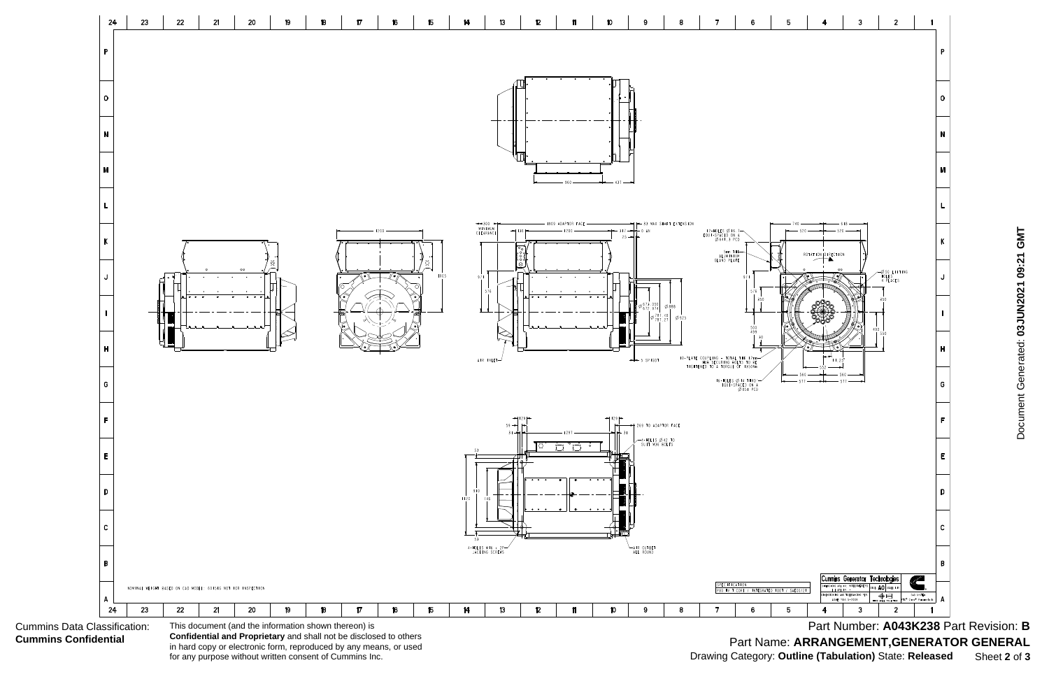NOMINAL WEIGHT BASED ON CAD MODEL: 6015KG NOT FOR INSPECTION

300 MINIMUM CLEARANCE

1800 ADAPTOR FACE

83 MAX SHAFT EXTENSION

1300

1285

1605

12-HOLES Ø16 THRO EQUI-SPACED ON A Ø1644.3 PCD

5mm THK ALUMINIUM GLAND PLATE

ROTATION DIRECTION

Ø50 LIFTING HOLES 4 PLACES

AIR INLET

5 SPIGOT

10-PLATE COUPLING - TOTAL THK 12mm M16 SECURING BOLTS TO BE TIGHTENED TO A TORQUE OF 190Nm

16-HOLES Ø14 THRO EQUI-SPACED ON A Ø1651 PCD

Ø673.200 Ø673.075

Ø787.40 Ø787.27

Ø888

Ø825

269 TO ADAPTOR FACE

4-HOLES Ø42 TO SUIT M36 BOLTS

4-HOLES M16 x 20 JACKING SCREWS

AIR OUTLET ALL ROUND

960 427

SPECIFICATION

Cummins Generator Technologies

Cummins Data Classification: **Cummins Confidential**

This document (and the information shown thereon) is **Confidential and Proprietary** and shall not be disclosed to others in hard copy or electronic form, reproduced by any means, or used for any purpose without written consent of Cummins Inc.

Part Number: **A043K238** Part Revision: **B**

Part Name: **ARRANGEMENT,GENERATOR GENERAL**

Drawing Category: **Outline (Tabulation)** State: **Released**

Document Generated: **03JUN2021 09:21 GMT**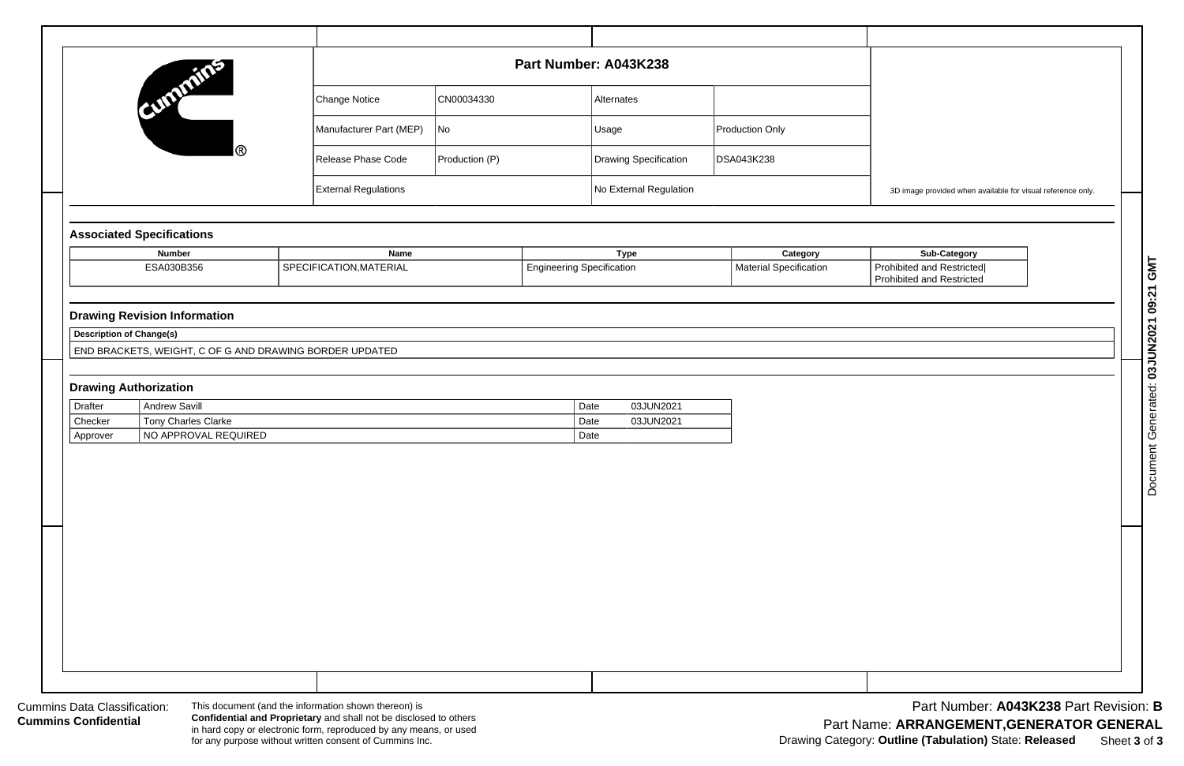Part Number: A043K238

| | | | |
|---|---|---|---|
| Change Notice | CN00034330 | Alternates | |
| Manufacturer Part (MEP) | No | Usage | Production Only |
| Release Phase Code | Production (P) | Drawing Specification | DSA043K238 |
| External Regulations | | No External Regulation | |

3D image provided when available for visual reference only.

## Associated Specifications

| Number | Name | Type | Category | Sub-Category |
|---|---|---|---|---|
| ESA030B356 | SPECIFICATION,MATERIAL | Engineering Specification | Material Specification | Prohibited and Restricted\| Prohibited and Restricted |

## Drawing Revision Information

| Description of Change(s) |
|---|
| END BRACKETS, WEIGHT, C OF G AND DRAWING BORDER UPDATED |

## Drawing Authorization

| | | | |
|---|---|---|---|
| Drafter | Andrew Savill | Date | 03JUN2021 |
| Checker | Tony Charles Clarke | Date | 03JUN2021 |
| Approver | NO APPROVAL REQUIRED | Date | |

Document Generated: **03JUN2021 09:21 GMT**

Cummins Data Classification: **Cummins Confidential**

This document (and the information shown thereon) is **Confidential and Proprietary** and shall not be disclosed to others in hard copy or electronic form, reproduced by any means, or used for any purpose without written consent of Cummins Inc.

Part Number: **A043K238** Part Revision: **B**
Part Name: **ARRANGEMENT,GENERATOR GENERAL**
Drawing Category: **Outline (Tabulation)** State: **Released**